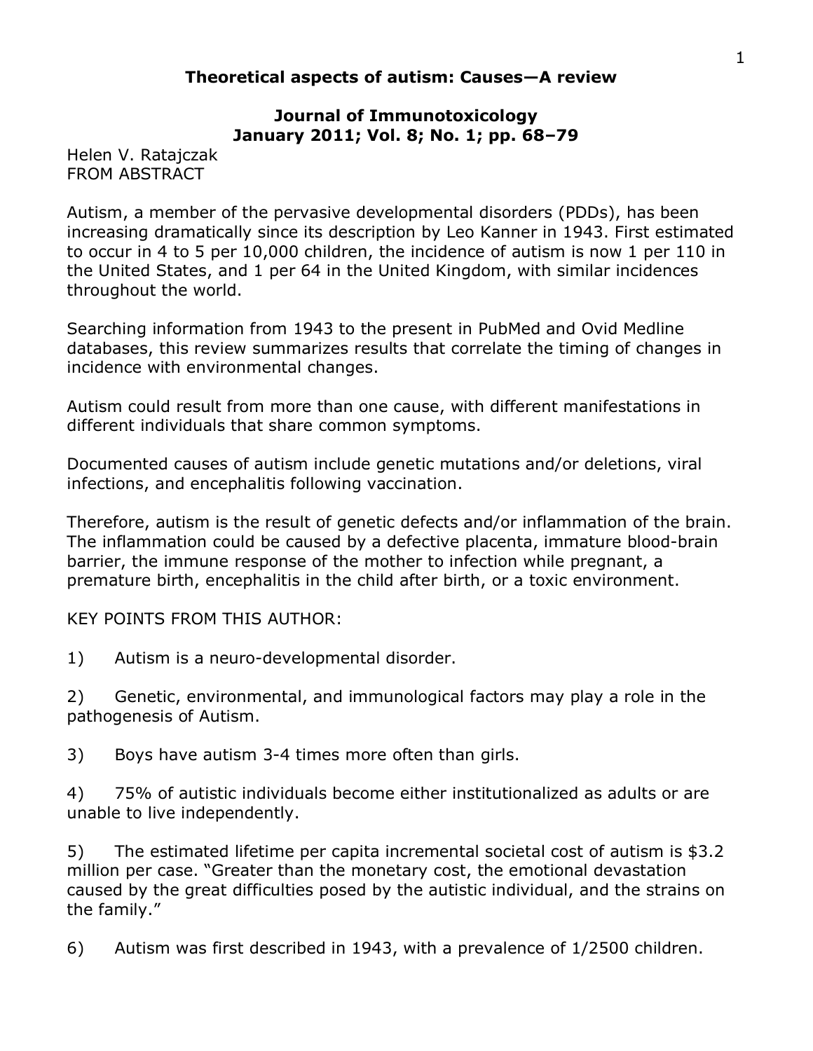# Theoretical aspects of autism: Causes—A review

**Journal of Immunotoxicology**
**January 2011; Vol. 8; No. 1; pp. 68–79**

Helen V. Ratajczak
FROM ABSTRACT

Autism, a member of the pervasive developmental disorders (PDDs), has been increasing dramatically since its description by Leo Kanner in 1943. First estimated to occur in 4 to 5 per 10,000 children, the incidence of autism is now 1 per 110 in the United States, and 1 per 64 in the United Kingdom, with similar incidences throughout the world.

Searching information from 1943 to the present in PubMed and Ovid Medline databases, this review summarizes results that correlate the timing of changes in incidence with environmental changes.

Autism could result from more than one cause, with different manifestations in different individuals that share common symptoms.

Documented causes of autism include genetic mutations and/or deletions, viral infections, and encephalitis following vaccination.

Therefore, autism is the result of genetic defects and/or inflammation of the brain. The inflammation could be caused by a defective placenta, immature blood-brain barrier, the immune response of the mother to infection while pregnant, a premature birth, encephalitis in the child after birth, or a toxic environment.

KEY POINTS FROM THIS AUTHOR:

1) Autism is a neuro-developmental disorder.

2) Genetic, environmental, and immunological factors may play a role in the pathogenesis of Autism.

3) Boys have autism 3-4 times more often than girls.

4) 75% of autistic individuals become either institutionalized as adults or are unable to live independently.

5) The estimated lifetime per capita incremental societal cost of autism is $3.2 million per case. "Greater than the monetary cost, the emotional devastation caused by the great difficulties posed by the autistic individual, and the strains on the family."

6) Autism was first described in 1943, with a prevalence of 1/2500 children.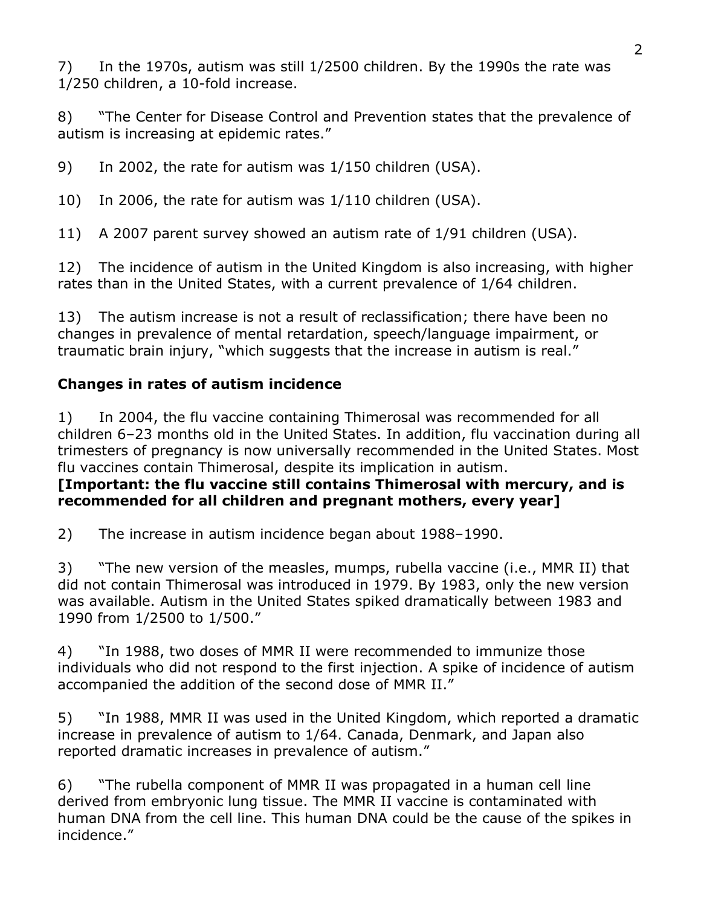7) In the 1970s, autism was still 1/2500 children. By the 1990s the rate was 1/250 children, a 10-fold increase.

8) "The Center for Disease Control and Prevention states that the prevalence of autism is increasing at epidemic rates."

9) In 2002, the rate for autism was 1/150 children (USA).

10) In 2006, the rate for autism was 1/110 children (USA).

11) A 2007 parent survey showed an autism rate of 1/91 children (USA).

12) The incidence of autism in the United Kingdom is also increasing, with higher rates than in the United States, with a current prevalence of 1/64 children.

13) The autism increase is not a result of reclassification; there have been no changes in prevalence of mental retardation, speech/language impairment, or traumatic brain injury, "which suggests that the increase in autism is real."

**Changes in rates of autism incidence**

1) In 2004, the flu vaccine containing Thimerosal was recommended for all children 6–23 months old in the United States. In addition, flu vaccination during all trimesters of pregnancy is now universally recommended in the United States. Most flu vaccines contain Thimerosal, despite its implication in autism.
**[Important: the flu vaccine still contains Thimerosal with mercury, and is recommended for all children and pregnant mothers, every year]**

2) The increase in autism incidence began about 1988–1990.

3) "The new version of the measles, mumps, rubella vaccine (i.e., MMR II) that did not contain Thimerosal was introduced in 1979. By 1983, only the new version was available. Autism in the United States spiked dramatically between 1983 and 1990 from 1/2500 to 1/500."

4) "In 1988, two doses of MMR II were recommended to immunize those individuals who did not respond to the first injection. A spike of incidence of autism accompanied the addition of the second dose of MMR II."

5) "In 1988, MMR II was used in the United Kingdom, which reported a dramatic increase in prevalence of autism to 1/64. Canada, Denmark, and Japan also reported dramatic increases in prevalence of autism."

6) "The rubella component of MMR II was propagated in a human cell line derived from embryonic lung tissue. The MMR II vaccine is contaminated with human DNA from the cell line. This human DNA could be the cause of the spikes in incidence."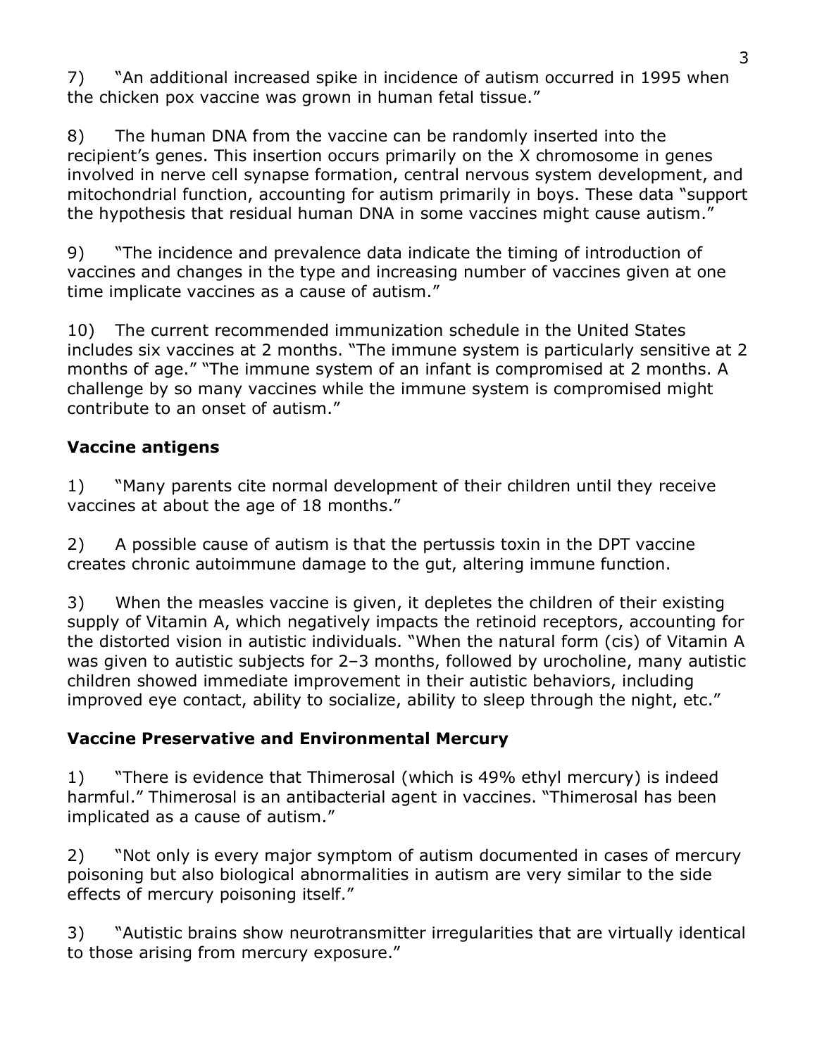7) "An additional increased spike in incidence of autism occurred in 1995 when the chicken pox vaccine was grown in human fetal tissue."

8) The human DNA from the vaccine can be randomly inserted into the recipient's genes. This insertion occurs primarily on the X chromosome in genes involved in nerve cell synapse formation, central nervous system development, and mitochondrial function, accounting for autism primarily in boys. These data "support the hypothesis that residual human DNA in some vaccines might cause autism."

9) "The incidence and prevalence data indicate the timing of introduction of vaccines and changes in the type and increasing number of vaccines given at one time implicate vaccines as a cause of autism."

10) The current recommended immunization schedule in the United States includes six vaccines at 2 months. "The immune system is particularly sensitive at 2 months of age." "The immune system of an infant is compromised at 2 months. A challenge by so many vaccines while the immune system is compromised might contribute to an onset of autism."

**Vaccine antigens**

1) "Many parents cite normal development of their children until they receive vaccines at about the age of 18 months."

2) A possible cause of autism is that the pertussis toxin in the DPT vaccine creates chronic autoimmune damage to the gut, altering immune function.

3) When the measles vaccine is given, it depletes the children of their existing supply of Vitamin A, which negatively impacts the retinoid receptors, accounting for the distorted vision in autistic individuals. "When the natural form (cis) of Vitamin A was given to autistic subjects for 2–3 months, followed by urocholine, many autistic children showed immediate improvement in their autistic behaviors, including improved eye contact, ability to socialize, ability to sleep through the night, etc."

**Vaccine Preservative and Environmental Mercury**

1) "There is evidence that Thimerosal (which is 49% ethyl mercury) is indeed harmful." Thimerosal is an antibacterial agent in vaccines. "Thimerosal has been implicated as a cause of autism."

2) "Not only is every major symptom of autism documented in cases of mercury poisoning but also biological abnormalities in autism are very similar to the side effects of mercury poisoning itself."

3) "Autistic brains show neurotransmitter irregularities that are virtually identical to those arising from mercury exposure."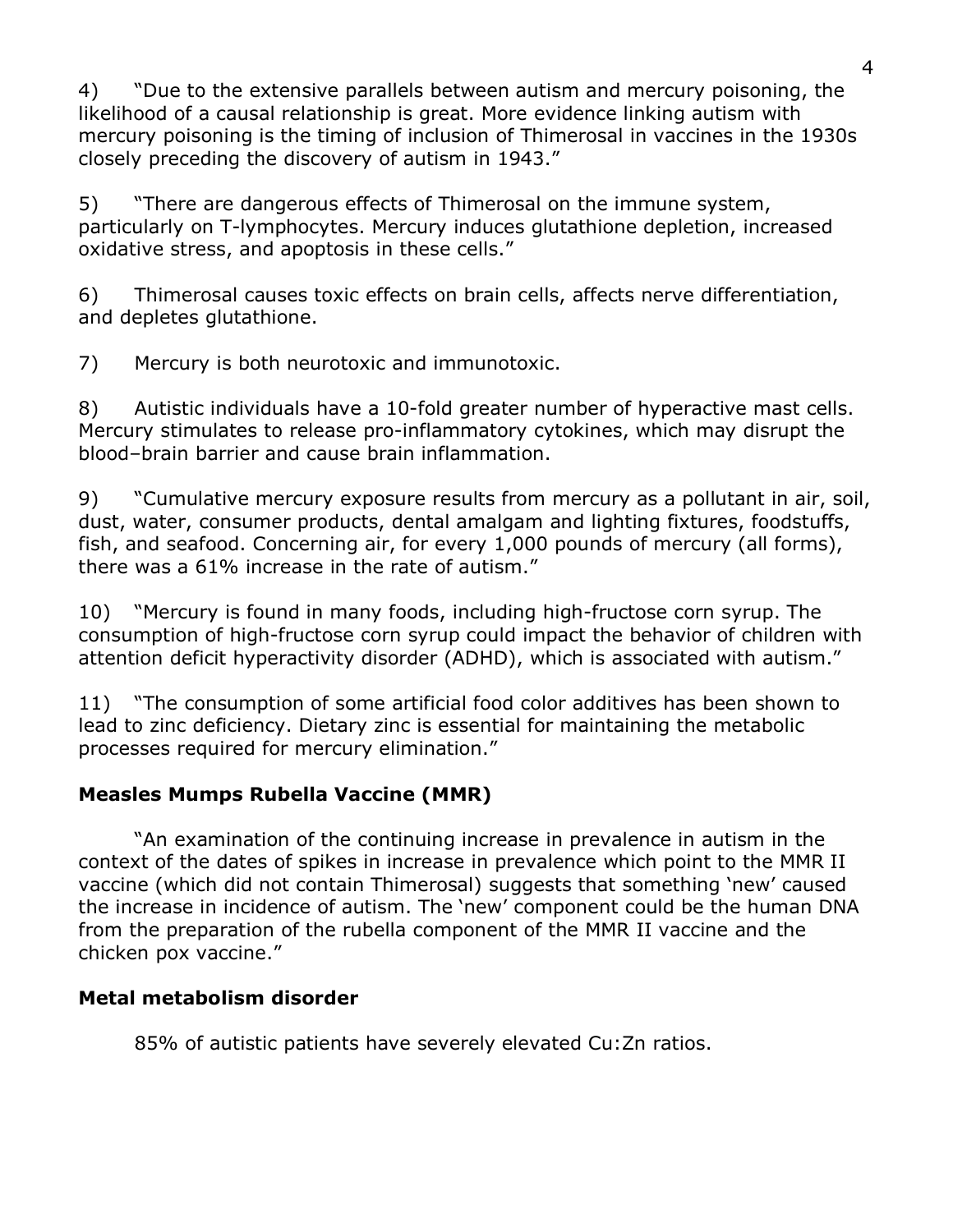4) "Due to the extensive parallels between autism and mercury poisoning, the likelihood of a causal relationship is great. More evidence linking autism with mercury poisoning is the timing of inclusion of Thimerosal in vaccines in the 1930s closely preceding the discovery of autism in 1943."

5) "There are dangerous effects of Thimerosal on the immune system, particularly on T-lymphocytes. Mercury induces glutathione depletion, increased oxidative stress, and apoptosis in these cells."

6) Thimerosal causes toxic effects on brain cells, affects nerve differentiation, and depletes glutathione.

7) Mercury is both neurotoxic and immunotoxic.

8) Autistic individuals have a 10-fold greater number of hyperactive mast cells. Mercury stimulates to release pro-inflammatory cytokines, which may disrupt the blood–brain barrier and cause brain inflammation.

9) "Cumulative mercury exposure results from mercury as a pollutant in air, soil, dust, water, consumer products, dental amalgam and lighting fixtures, foodstuffs, fish, and seafood. Concerning air, for every 1,000 pounds of mercury (all forms), there was a 61% increase in the rate of autism."

10) "Mercury is found in many foods, including high-fructose corn syrup. The consumption of high-fructose corn syrup could impact the behavior of children with attention deficit hyperactivity disorder (ADHD), which is associated with autism."

11) "The consumption of some artificial food color additives has been shown to lead to zinc deficiency. Dietary zinc is essential for maintaining the metabolic processes required for mercury elimination."

**Measles Mumps Rubella Vaccine (MMR)**

"An examination of the continuing increase in prevalence in autism in the context of the dates of spikes in increase in prevalence which point to the MMR II vaccine (which did not contain Thimerosal) suggests that something 'new' caused the increase in incidence of autism. The 'new' component could be the human DNA from the preparation of the rubella component of the MMR II vaccine and the chicken pox vaccine."

**Metal metabolism disorder**

85% of autistic patients have severely elevated Cu:Zn ratios.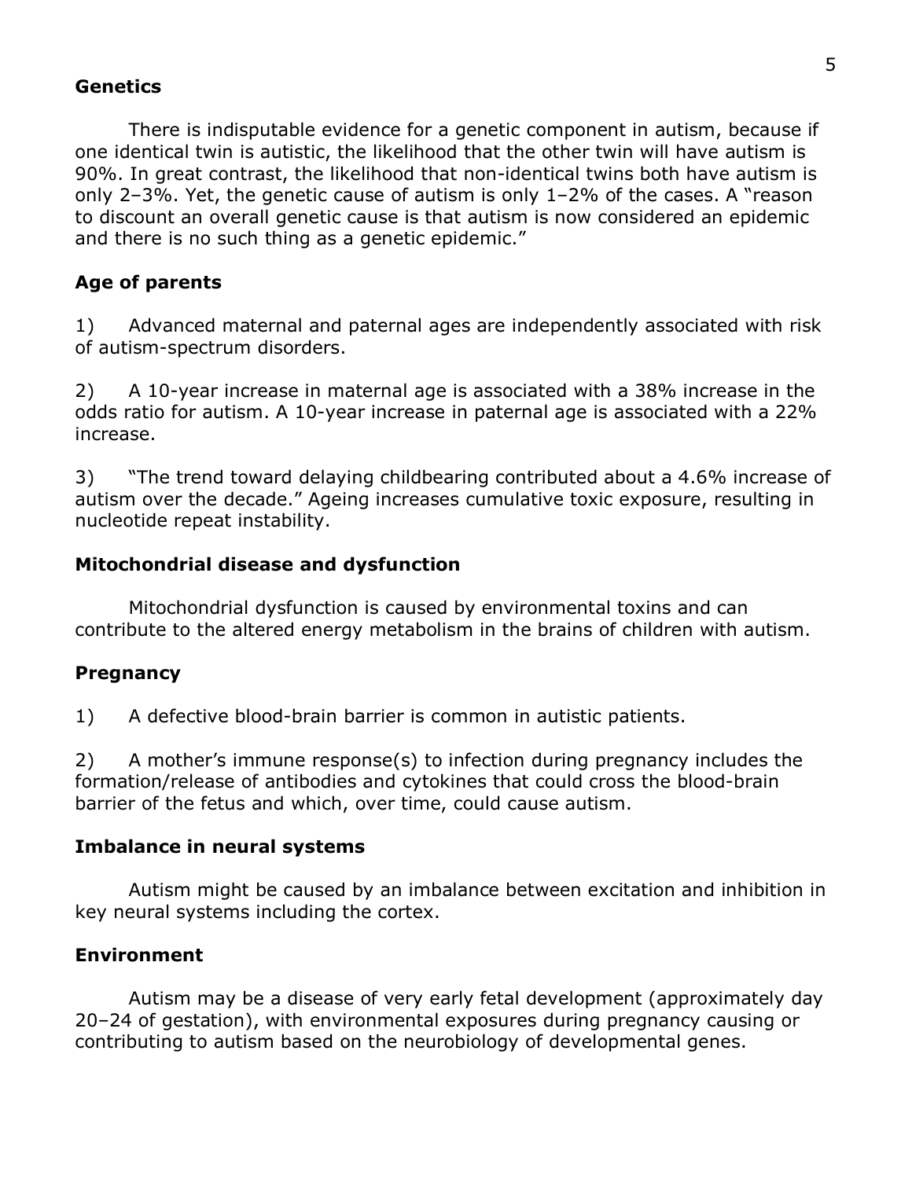## Genetics

There is indisputable evidence for a genetic component in autism, because if one identical twin is autistic, the likelihood that the other twin will have autism is 90%. In great contrast, the likelihood that non-identical twins both have autism is only 2–3%. Yet, the genetic cause of autism is only 1–2% of the cases. A "reason to discount an overall genetic cause is that autism is now considered an epidemic and there is no such thing as a genetic epidemic."

## Age of parents

1) Advanced maternal and paternal ages are independently associated with risk of autism-spectrum disorders.

2) A 10-year increase in maternal age is associated with a 38% increase in the odds ratio for autism. A 10-year increase in paternal age is associated with a 22% increase.

3) "The trend toward delaying childbearing contributed about a 4.6% increase of autism over the decade." Ageing increases cumulative toxic exposure, resulting in nucleotide repeat instability.

## Mitochondrial disease and dysfunction

Mitochondrial dysfunction is caused by environmental toxins and can contribute to the altered energy metabolism in the brains of children with autism.

## Pregnancy

1) A defective blood-brain barrier is common in autistic patients.

2) A mother's immune response(s) to infection during pregnancy includes the formation/release of antibodies and cytokines that could cross the blood-brain barrier of the fetus and which, over time, could cause autism.

## Imbalance in neural systems

Autism might be caused by an imbalance between excitation and inhibition in key neural systems including the cortex.

## Environment

Autism may be a disease of very early fetal development (approximately day 20–24 of gestation), with environmental exposures during pregnancy causing or contributing to autism based on the neurobiology of developmental genes.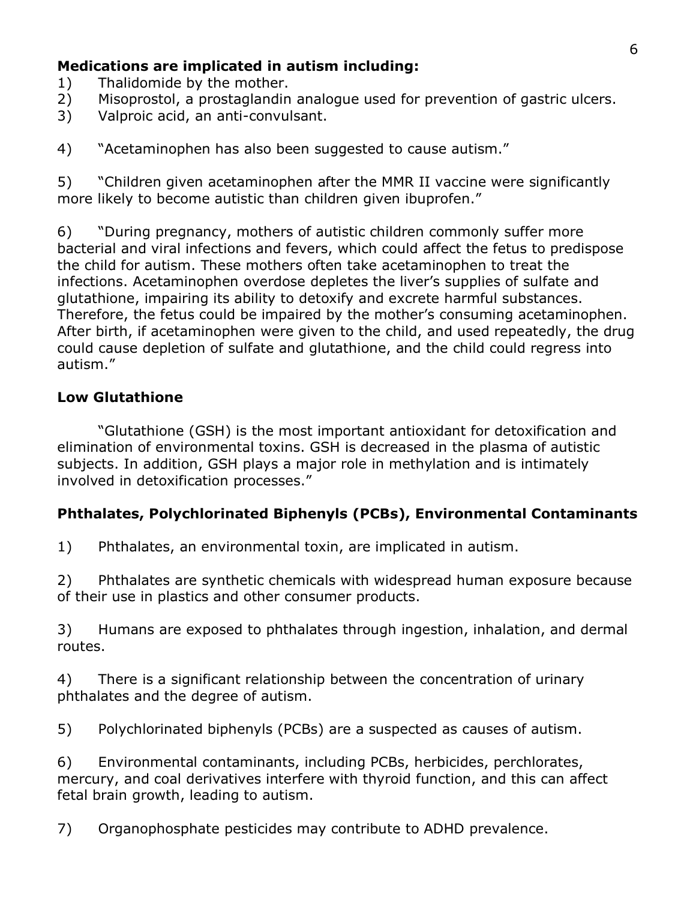**Medications are implicated in autism including:**

1) Thalidomide by the mother.
2) Misoprostol, a prostaglandin analogue used for prevention of gastric ulcers.
3) Valproic acid, an anti-convulsant.

4) "Acetaminophen has also been suggested to cause autism."

5) "Children given acetaminophen after the MMR II vaccine were significantly more likely to become autistic than children given ibuprofen."

6) "During pregnancy, mothers of autistic children commonly suffer more bacterial and viral infections and fevers, which could affect the fetus to predispose the child for autism. These mothers often take acetaminophen to treat the infections. Acetaminophen overdose depletes the liver's supplies of sulfate and glutathione, impairing its ability to detoxify and excrete harmful substances. Therefore, the fetus could be impaired by the mother's consuming acetaminophen. After birth, if acetaminophen were given to the child, and used repeatedly, the drug could cause depletion of sulfate and glutathione, and the child could regress into autism."

**Low Glutathione**

"Glutathione (GSH) is the most important antioxidant for detoxification and elimination of environmental toxins. GSH is decreased in the plasma of autistic subjects. In addition, GSH plays a major role in methylation and is intimately involved in detoxification processes."

**Phthalates, Polychlorinated Biphenyls (PCBs), Environmental Contaminants**

1) Phthalates, an environmental toxin, are implicated in autism.

2) Phthalates are synthetic chemicals with widespread human exposure because of their use in plastics and other consumer products.

3) Humans are exposed to phthalates through ingestion, inhalation, and dermal routes.

4) There is a significant relationship between the concentration of urinary phthalates and the degree of autism.

5) Polychlorinated biphenyls (PCBs) are a suspected as causes of autism.

6) Environmental contaminants, including PCBs, herbicides, perchlorates, mercury, and coal derivatives interfere with thyroid function, and this can affect fetal brain growth, leading to autism.

7) Organophosphate pesticides may contribute to ADHD prevalence.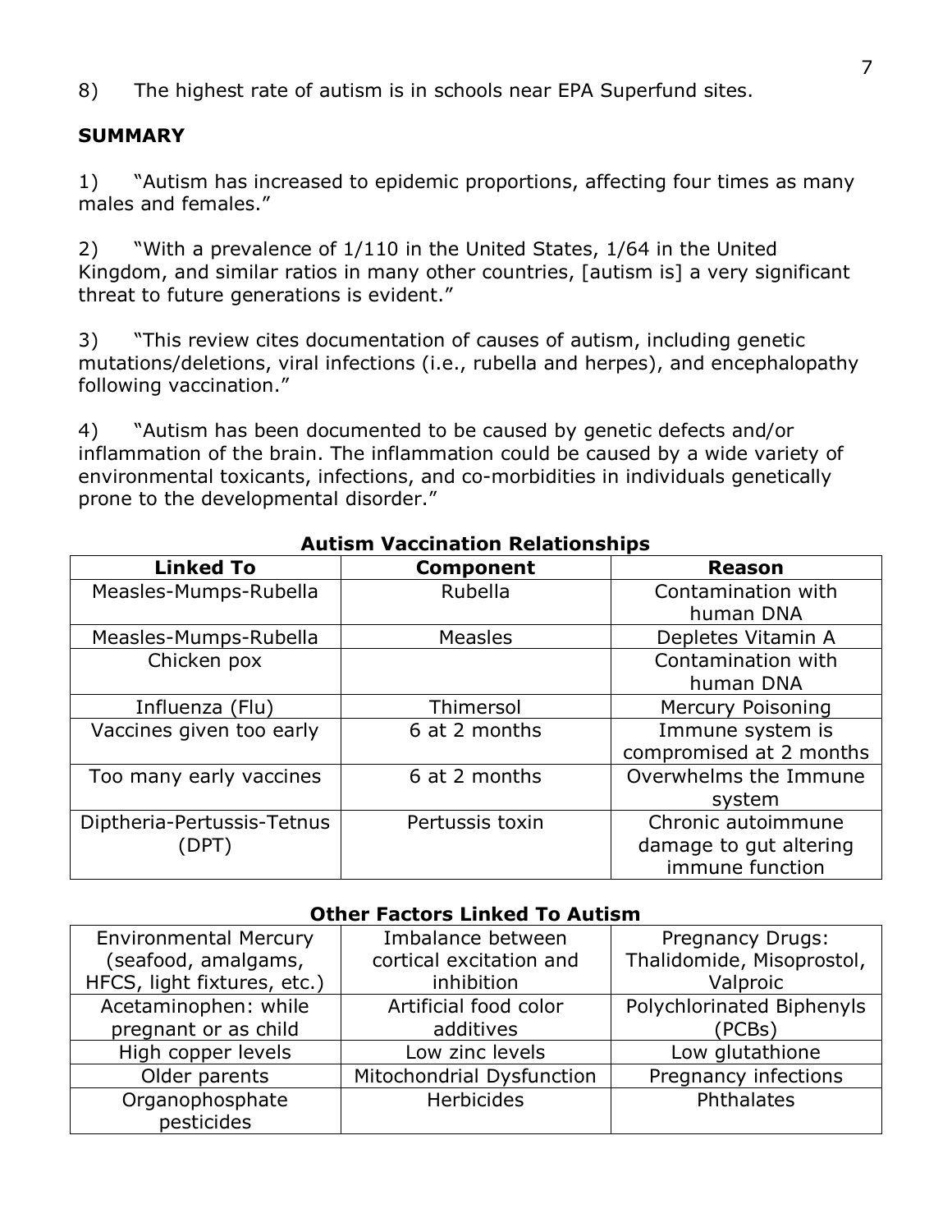8) The highest rate of autism is in schools near EPA Superfund sites.

**SUMMARY**

1) "Autism has increased to epidemic proportions, affecting four times as many males and females."

2) "With a prevalence of 1/110 in the United States, 1/64 in the United Kingdom, and similar ratios in many other countries, [autism is] a very significant threat to future generations is evident."

3) "This review cites documentation of causes of autism, including genetic mutations/deletions, viral infections (i.e., rubella and herpes), and encephalopathy following vaccination."

4) "Autism has been documented to be caused by genetic defects and/or inflammation of the brain. The inflammation could be caused by a wide variety of environmental toxicants, infections, and co-morbidities in individuals genetically prone to the developmental disorder."

**Autism Vaccination Relationships**

| Linked To | Component | Reason |
|---|---|---|
| Measles-Mumps-Rubella | Rubella | Contamination with human DNA |
| Measles-Mumps-Rubella | Measles | Depletes Vitamin A |
| Chicken pox | | Contamination with human DNA |
| Influenza (Flu) | Thimersol | Mercury Poisoning |
| Vaccines given too early | 6 at 2 months | Immune system is compromised at 2 months |
| Too many early vaccines | 6 at 2 months | Overwhelms the Immune system |
| Diptheria-Pertussis-Tetnus (DPT) | Pertussis toxin | Chronic autoimmune damage to gut altering immune function |

**Other Factors Linked To Autism**

| | | |
|---|---|---|
| Environmental Mercury (seafood, amalgams, HFCS, light fixtures, etc.) | Imbalance between cortical excitation and inhibition | Pregnancy Drugs: Thalidomide, Misoprostol, Valproic |
| Acetaminophen: while pregnant or as child | Artificial food color additives | Polychlorinated Biphenyls (PCBs) |
| High copper levels | Low zinc levels | Low glutathione |
| Older parents | Mitochondrial Dysfunction | Pregnancy infections |
| Organophosphate pesticides | Herbicides | Phthalates |